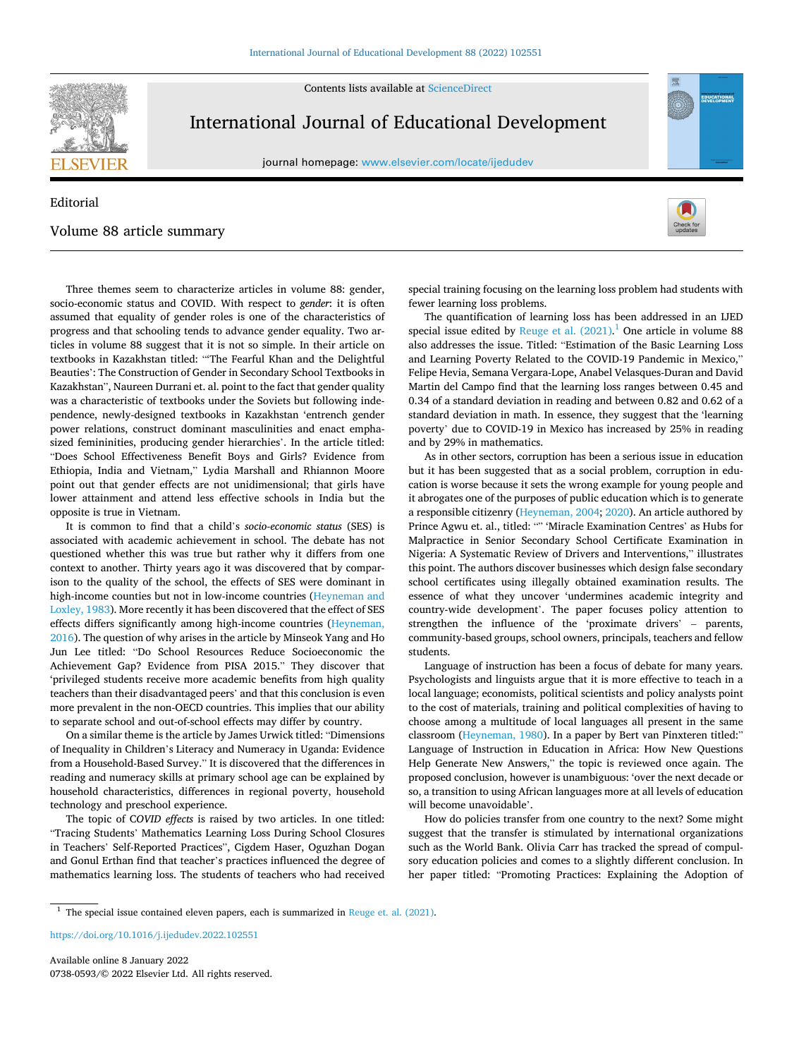Contents lists available at ScienceDirect

# International Journal of Educational Development

journal homepage: www.elsevier.com/locate/ijedudev

Editorial

## Volume 88 article summary

Three themes seem to characterize articles in volume 88: gender, socio-economic status and COVID. With respect to *gender*: it is often assumed that equality of gender roles is one of the characteristics of progress and that schooling tends to advance gender equality. Two articles in volume 88 suggest that it is not so simple. In their article on textbooks in Kazakhstan titled: "'The Fearful Khan and the Delightful Beauties': The Construction of Gender in Secondary School Textbooks in Kazakhstan", Naureen Durrani et. al. point to the fact that gender quality was a characteristic of textbooks under the Soviets but following independence, newly-designed textbooks in Kazakhstan 'entrench gender power relations, construct dominant masculinities and enact emphasized femininities, producing gender hierarchies'. In the article titled: "Does School Effectiveness Benefit Boys and Girls? Evidence from Ethiopia, India and Vietnam," Lydia Marshall and Rhiannon Moore point out that gender effects are not unidimensional; that girls have lower attainment and attend less effective schools in India but the opposite is true in Vietnam.

It is common to find that a child's *socio-economic status* (SES) is associated with academic achievement in school. The debate has not questioned whether this was true but rather why it differs from one context to another. Thirty years ago it was discovered that by comparison to the quality of the school, the effects of SES were dominant in high-income counties but not in low-income counties (Heyneman and Loxley, 1983). More recently it has been discovered that the effect of SES effects differs significantly among high-income countries (Heyneman, 2016). The question of why arises in the article by Minseok Yang and Ho Jun Lee titled: "Do School Resources Reduce Socioeconomic the Achievement Gap? Evidence from PISA 2015." They discover that 'privileged students receive more academic benefits from high quality teachers than their disadvantaged peers' and that this conclusion is even more prevalent in the non-OECD countries. This implies that our ability to separate school and out-of-school effects may differ by country.

On a similar theme is the article by James Urwick titled: "Dimensions of Inequality in Children's Literacy and Numeracy in Uganda: Evidence from a Household-Based Survey." It is discovered that the differences in reading and numeracy skills at primary school age can be explained by household characteristics, differences in regional poverty, household technology and preschool experience.

The topic of *COVID effects* is raised by two articles. In one titled: "Tracing Students' Mathematics Learning Loss During School Closures in Teachers' Self-Reported Practices", Cigdem Haser, Oguzhan Dogan and Gonul Erthan find that teacher's practices influenced the degree of mathematics learning loss. The students of teachers who had received special training focusing on the learning loss problem had students with fewer learning loss problems.

The quantification of learning loss has been addressed in an IJED special issue edited by Reuge et al. (2021).[1] One article in volume 88 also addresses the issue. Titled: "Estimation of the Basic Learning Loss and Learning Poverty Related to the COVID-19 Pandemic in Mexico," Felipe Hevia, Semana Vergara-Lope, Anabel Velasques-Duran and David Martin del Campo find that the learning loss ranges between 0.45 and 0.34 of a standard deviation in reading and between 0.82 and 0.62 of a standard deviation in math. In essence, they suggest that the 'learning poverty' due to COVID-19 in Mexico has increased by 25% in reading and by 29% in mathematics.

As in other sectors, corruption has been a serious issue in education but it has been suggested that as a social problem, corruption in education is worse because it sets the wrong example for young people and it abrogates one of the purposes of public education which is to generate a responsible citizenry (Heyneman, 2004; 2020). An article authored by Prince Agwu et. al., titled: "" 'Miracle Examination Centres' as Hubs for Malpractice in Senior Secondary School Certificate Examination in Nigeria: A Systematic Review of Drivers and Interventions," illustrates this point. The authors discover businesses which design false secondary school certificates using illegally obtained examination results. The essence of what they uncover 'undermines academic integrity and country-wide development'. The paper focuses policy attention to strengthen the influence of the 'proximate drivers' – parents, community-based groups, school owners, principals, teachers and fellow students.

Language of instruction has been a focus of debate for many years. Psychologists and linguists argue that it is more effective to teach in a local language; economists, political scientists and policy analysts point to the cost of materials, training and political complexities of having to choose among a multitude of local languages all present in the same classroom (Heyneman, 1980). In a paper by Bert van Pinxteren titled:" Language of Instruction in Education in Africa: How New Questions Help Generate New Answers," the topic is reviewed once again. The proposed conclusion, however is unambiguous: 'over the next decade or so, a transition to using African languages more at all levels of education will become unavoidable'.

How do policies transfer from one country to the next? Some might suggest that the transfer is stimulated by international organizations such as the World Bank. Olivia Carr has tracked the spread of compulsory education policies and comes to a slightly different conclusion. In her paper titled: "Promoting Practices: Explaining the Adoption of

[1] The special issue contained eleven papers, each is summarized in Reuge et. al. (2021).

https://doi.org/10.1016/j.ijedudev.2022.102551

Available online 8 January 2022
0738-0593/© 2022 Elsevier Ltd. All rights reserved.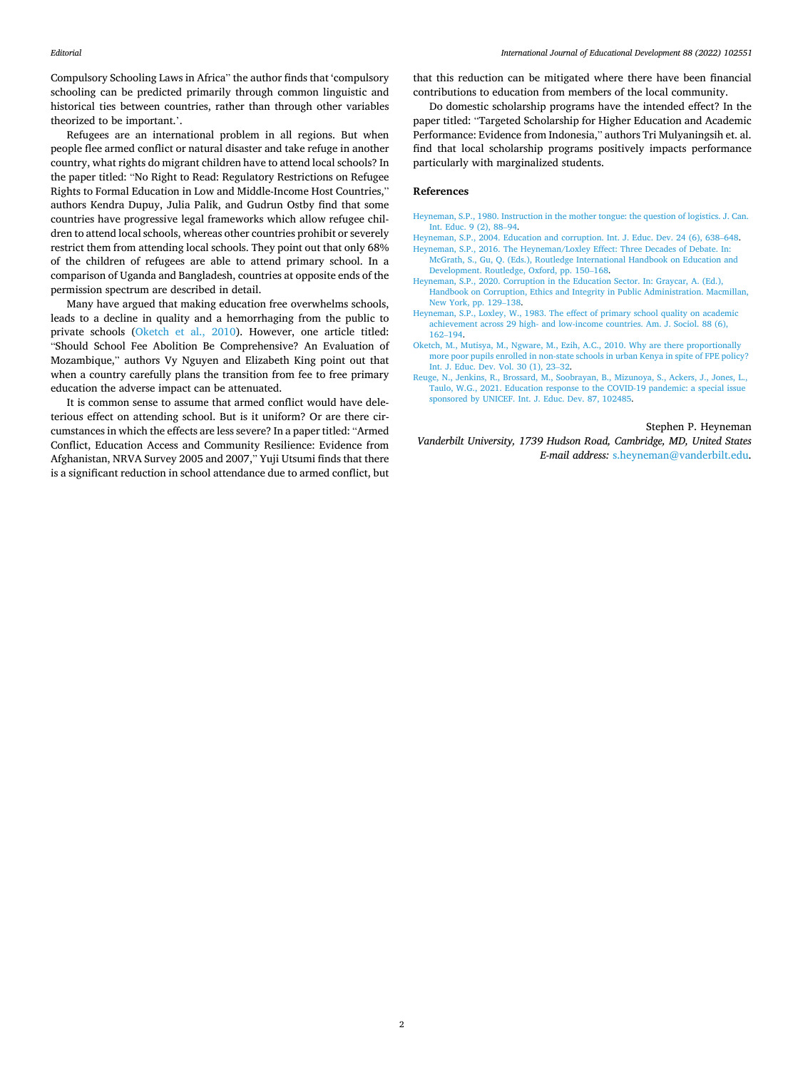Compulsory Schooling Laws in Africa" the author finds that 'compulsory schooling can be predicted primarily through common linguistic and historical ties between countries, rather than through other variables theorized to be important.'.

Refugees are an international problem in all regions. But when people flee armed conflict or natural disaster and take refuge in another country, what rights do migrant children have to attend local schools? In the paper titled: "No Right to Read: Regulatory Restrictions on Refugee Rights to Formal Education in Low and Middle-Income Host Countries," authors Kendra Dupuy, Julia Palik, and Gudrun Ostby find that some countries have progressive legal frameworks which allow refugee children to attend local schools, whereas other countries prohibit or severely restrict them from attending local schools. They point out that only 68% of the children of refugees are able to attend primary school. In a comparison of Uganda and Bangladesh, countries at opposite ends of the permission spectrum are described in detail.

Many have argued that making education free overwhelms schools, leads to a decline in quality and a hemorrhaging from the public to private schools (Oketch et al., 2010). However, one article titled: "Should School Fee Abolition Be Comprehensive? An Evaluation of Mozambique," authors Vy Nguyen and Elizabeth King point out that when a country carefully plans the transition from fee to free primary education the adverse impact can be attenuated.

It is common sense to assume that armed conflict would have deleterious effect on attending school. But is it uniform? Or are there circumstances in which the effects are less severe? In a paper titled: "Armed Conflict, Education Access and Community Resilience: Evidence from Afghanistan, NRVA Survey 2005 and 2007," Yuji Utsumi finds that there is a significant reduction in school attendance due to armed conflict, but that this reduction can be mitigated where there have been financial contributions to education from members of the local community.

Do domestic scholarship programs have the intended effect? In the paper titled: "Targeted Scholarship for Higher Education and Academic Performance: Evidence from Indonesia," authors Tri Mulyaningsih et. al. find that local scholarship programs positively impacts performance particularly with marginalized students.

## References

Heyneman, S.P., 1980. Instruction in the mother tongue: the question of logistics. J. Can. Int. Educ. 9 (2), 88–94.

Heyneman, S.P., 2004. Education and corruption. Int. J. Educ. Dev. 24 (6), 638–648.

Heyneman, S.P., 2016. The Heyneman/Loxley Effect: Three Decades of Debate. In: McGrath, S., Gu, Q. (Eds.), Routledge International Handbook on Education and Development. Routledge, Oxford, pp. 150–168.

Heyneman, S.P., 2020. Corruption in the Education Sector. In: Graycar, A. (Ed.), Handbook on Corruption, Ethics and Integrity in Public Administration. Macmillan, New York, pp. 129–138.

Heyneman, S.P., Loxley, W., 1983. The effect of primary school quality on academic achievement across 29 high- and low-income countries. Am. J. Sociol. 88 (6), 162–194.

Oketch, M., Mutisya, M., Ngware, M., Ezih, A.C., 2010. Why are there proportionally more poor pupils enrolled in non-state schools in urban Kenya in spite of FPE policy? Int. J. Educ. Dev. Vol. 30 (1), 23–32.

Reuge, N., Jenkins, R., Brossard, M., Soobrayan, B., Mizunoya, S., Ackers, J., Jones, L., Taulo, W.G., 2021. Education response to the COVID-19 pandemic: a special issue sponsored by UNICEF. Int. J. Educ. Dev. 87, 102485.

Stephen P. Heyneman

*Vanderbilt University, 1739 Hudson Road, Cambridge, MD, United States*

*E-mail address:* s.heyneman@vanderbilt.edu.